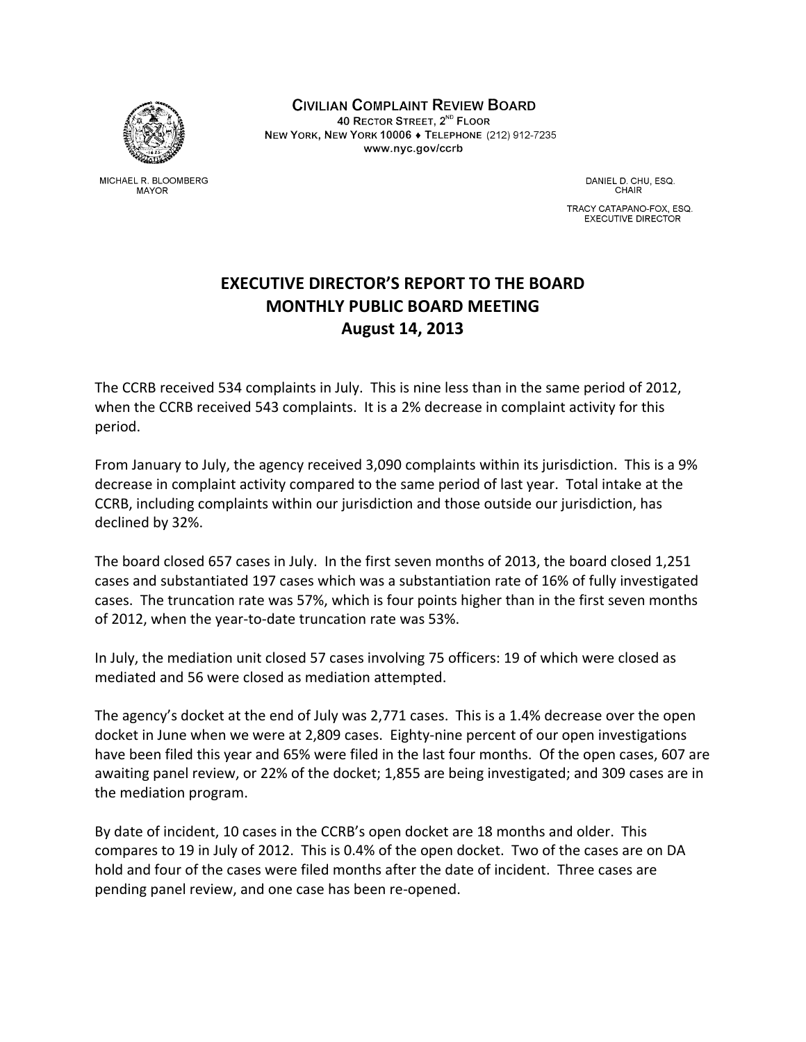**CIVILIAN COMPLAINT REVIEW BOARD**
40 RECTOR STREET, 2ND FLOOR
NEW YORK, NEW YORK 10006 ♦ TELEPHONE (212) 912-7235
www.nyc.gov/ccrb

MICHAEL R. BLOOMBERG
MAYOR

DANIEL D. CHU, ESQ.
CHAIR

TRACY CATAPANO-FOX, ESQ.
EXECUTIVE DIRECTOR

# EXECUTIVE DIRECTOR'S REPORT TO THE BOARD
## MONTHLY PUBLIC BOARD MEETING
## August 14, 2013

The CCRB received 534 complaints in July. This is nine less than in the same period of 2012, when the CCRB received 543 complaints. It is a 2% decrease in complaint activity for this period.

From January to July, the agency received 3,090 complaints within its jurisdiction. This is a 9% decrease in complaint activity compared to the same period of last year. Total intake at the CCRB, including complaints within our jurisdiction and those outside our jurisdiction, has declined by 32%.

The board closed 657 cases in July. In the first seven months of 2013, the board closed 1,251 cases and substantiated 197 cases which was a substantiation rate of 16% of fully investigated cases. The truncation rate was 57%, which is four points higher than in the first seven months of 2012, when the year-to-date truncation rate was 53%.

In July, the mediation unit closed 57 cases involving 75 officers: 19 of which were closed as mediated and 56 were closed as mediation attempted.

The agency's docket at the end of July was 2,771 cases. This is a 1.4% decrease over the open docket in June when we were at 2,809 cases. Eighty-nine percent of our open investigations have been filed this year and 65% were filed in the last four months. Of the open cases, 607 are awaiting panel review, or 22% of the docket; 1,855 are being investigated; and 309 cases are in the mediation program.

By date of incident, 10 cases in the CCRB's open docket are 18 months and older. This compares to 19 in July of 2012. This is 0.4% of the open docket. Two of the cases are on DA hold and four of the cases were filed months after the date of incident. Three cases are pending panel review, and one case has been re-opened.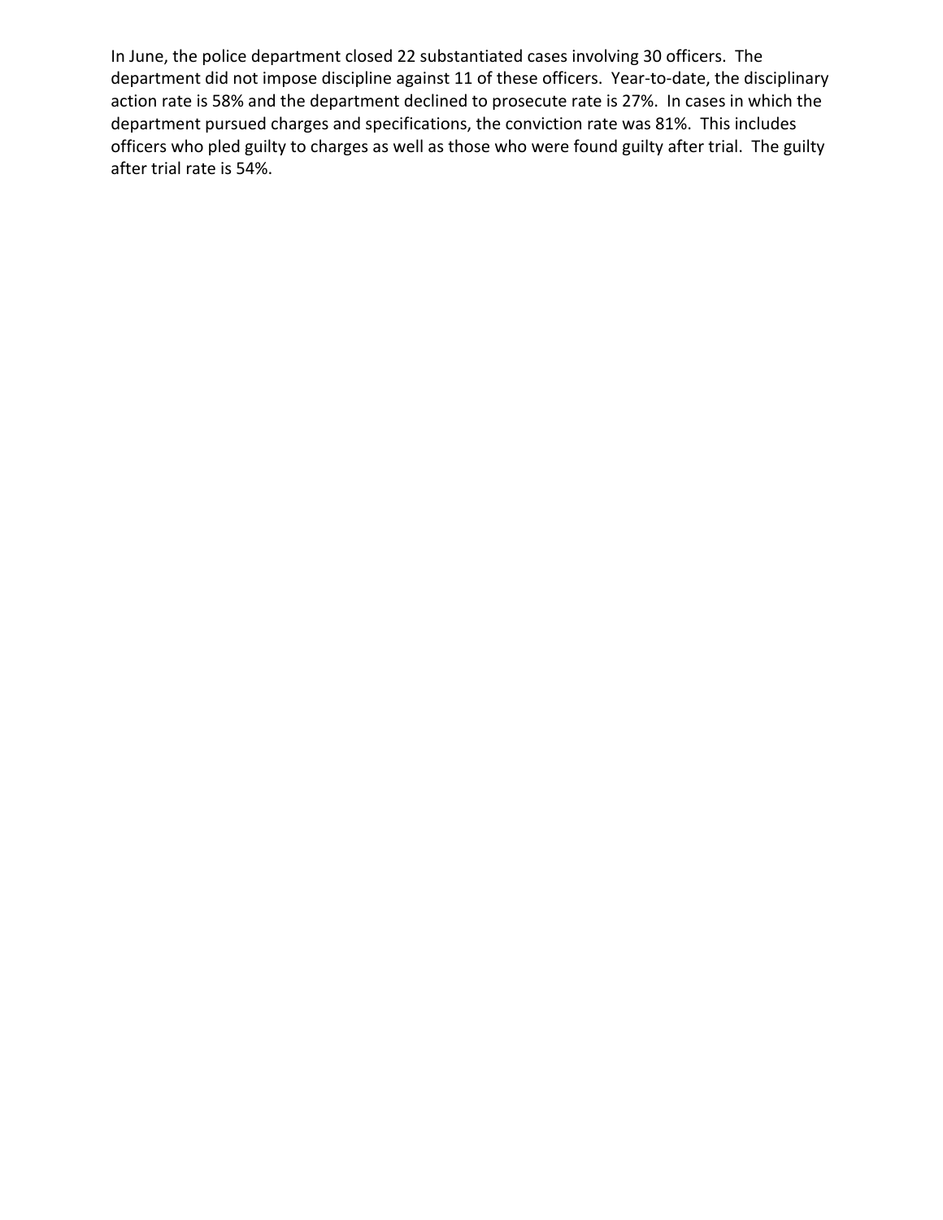In June, the police department closed 22 substantiated cases involving 30 officers. The department did not impose discipline against 11 of these officers. Year-to-date, the disciplinary action rate is 58% and the department declined to prosecute rate is 27%. In cases in which the department pursued charges and specifications, the conviction rate was 81%. This includes officers who pled guilty to charges as well as those who were found guilty after trial. The guilty after trial rate is 54%.